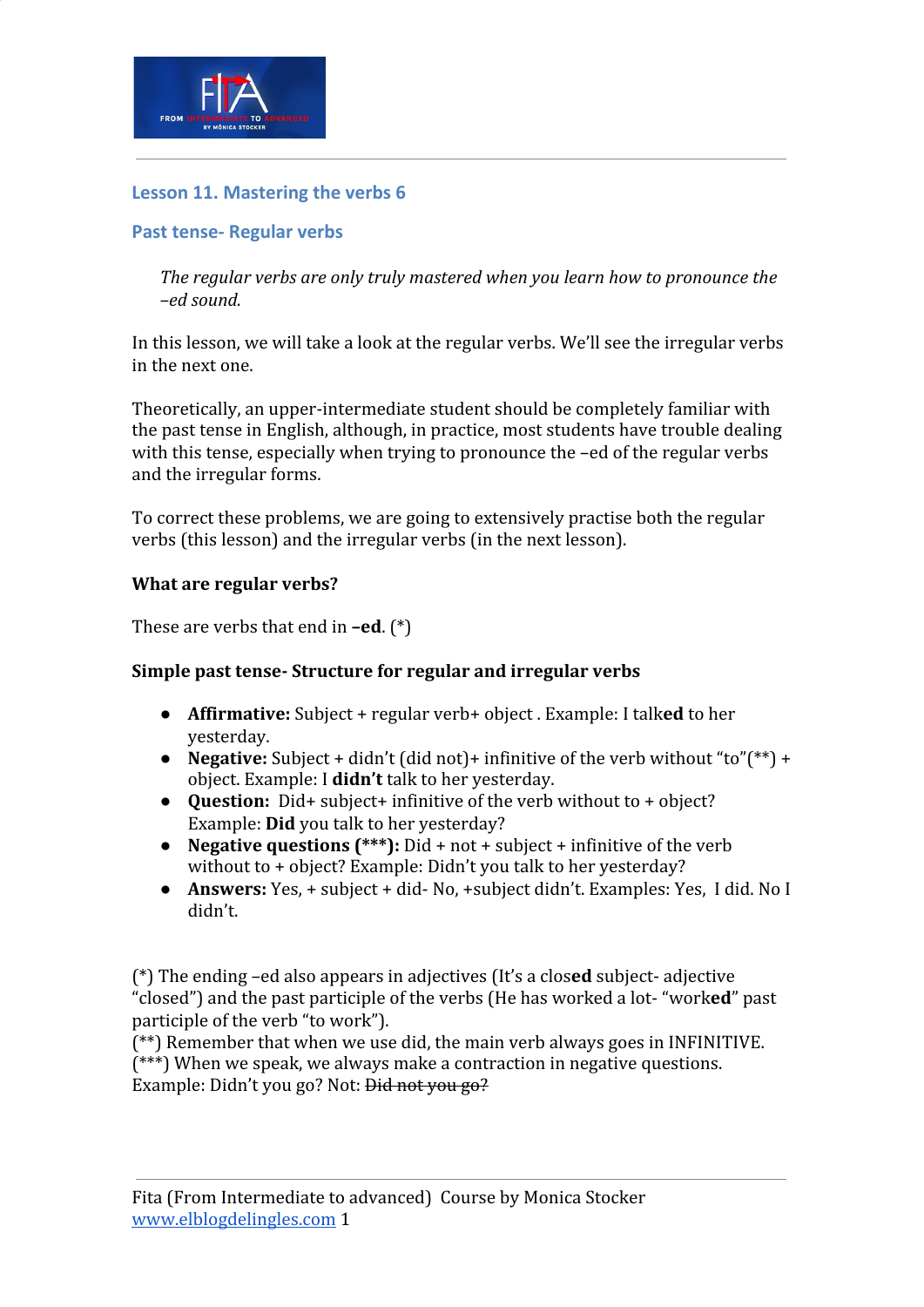## Lesson 11. Mastering the verbs 6

### Past tense- Regular verbs

> *The regular verbs are only truly mastered when you learn how to pronounce the –ed sound.*

In this lesson, we will take a look at the regular verbs. We'll see the irregular verbs in the next one.

Theoretically, an upper-intermediate student should be completely familiar with the past tense in English, although, in practice, most students have trouble dealing with this tense, especially when trying to pronounce the –ed of the regular verbs and the irregular forms.

To correct these problems, we are going to extensively practise both the regular verbs (this lesson) and the irregular verbs (in the next lesson).

**What are regular verbs?**

These are verbs that end in **–ed**. (*)

**Simple past tense- Structure for regular and irregular verbs**

- **Affirmative:** Subject + regular verb+ object . Example: I talk**ed** to her yesterday.
- **Negative:** Subject + didn't (did not)+ infinitive of the verb without "to"(**) + object. Example: I **didn't** talk to her yesterday.
- **Question:** Did+ subject+ infinitive of the verb without to + object? Example: **Did** you talk to her yesterday?
- **Negative questions (***):** Did + not + subject + infinitive of the verb without to + object? Example: Didn't you talk to her yesterday?
- **Answers:** Yes, + subject + did- No, +subject didn't. Examples: Yes, I did. No I didn't.

(*) The ending –ed also appears in adjectives (It's a clos**ed** subject- adjective "closed") and the past participle of the verbs (He has worked a lot- "work**ed**" past participle of the verb "to work").
(**) Remember that when we use did, the main verb always goes in INFINITIVE.
(***) When we speak, we always make a contraction in negative questions. Example: Didn't you go? Not: ~~Did not you go?~~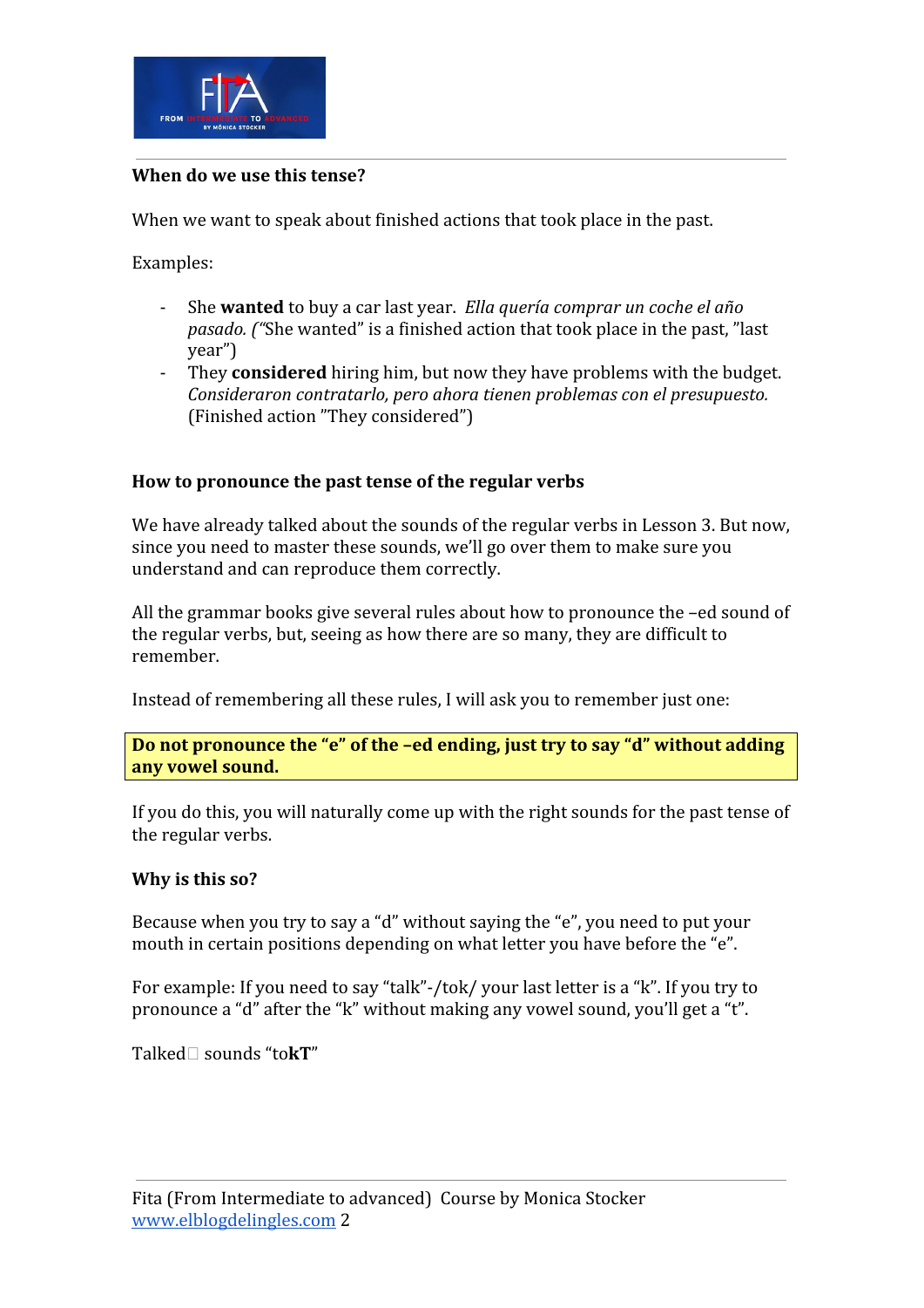**When do we use this tense?**

When we want to speak about finished actions that took place in the past.

Examples:

- She **wanted** to buy a car last year. *Ella quería comprar un coche el año pasado. (*"She wanted" is a finished action that took place in the past, "last year")
- They **considered** hiring him, but now they have problems with the budget. *Consideraron contratarlo, pero ahora tienen problemas con el presupuesto.* (Finished action "They considered")

**How to pronounce the past tense of the regular verbs**

We have already talked about the sounds of the regular verbs in Lesson 3. But now, since you need to master these sounds, we'll go over them to make sure you understand and can reproduce them correctly.

All the grammar books give several rules about how to pronounce the –ed sound of the regular verbs, but, seeing as how there are so many, they are difficult to remember.

Instead of remembering all these rules, I will ask you to remember just one:

**Do not pronounce the "e" of the –ed ending, just try to say "d" without adding any vowel sound.**

If you do this, you will naturally come up with the right sounds for the past tense of the regular verbs.

**Why is this so?**

Because when you try to say a "d" without saying the "e", you need to put your mouth in certain positions depending on what letter you have before the "e".

For example: If you need to say "talk"-/tok/ your last letter is a "k". If you try to pronounce a "d" after the "k" without making any vowel sound, you'll get a "t".

Talked sounds "to**kT**"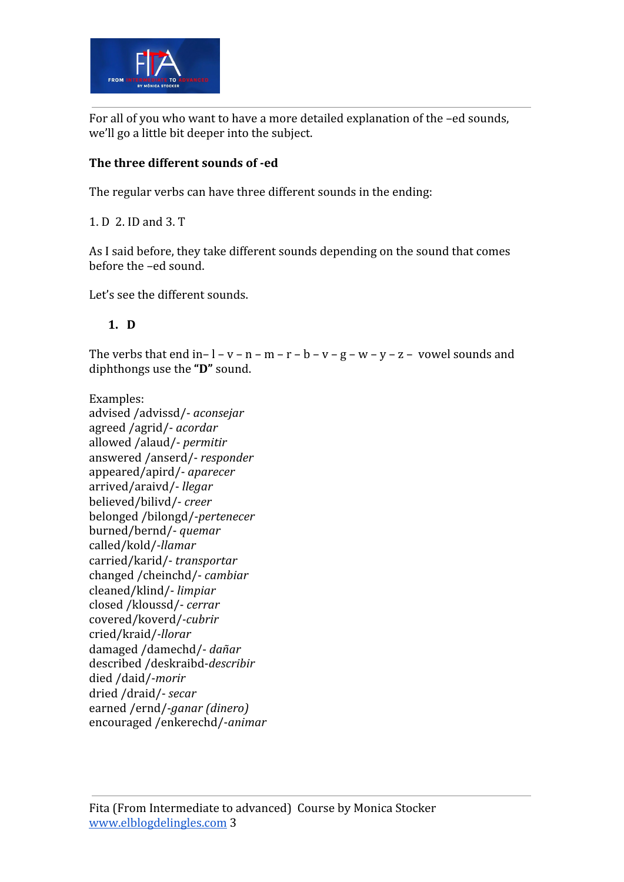For all of you who want to have a more detailed explanation of the –ed sounds, we'll go a little bit deeper into the subject.

**The three different sounds of -ed**

The regular verbs can have three different sounds in the ending:

1. D  2. ID and 3. T

As I said before, they take different sounds depending on the sound that comes before the –ed sound.

Let's see the different sounds.

1. **D**

The verbs that end in– l – v – n – m – r – b – v – g – w – y – z – vowel sounds and diphthongs use the **"D"** sound.

Examples:
advised /advissd/- *aconsejar*
agreed /agrid/- *acordar*
allowed /alaud/- *permitir*
answered /anserd/- *responder*
appeared/apird/- *aparecer*
arrived/araivd/- *llegar*
believed/bilivd/- *creer*
belonged /bilongd/-*pertenecer*
burned/bernd/- *quemar*
called/kold/-*llamar*
carried/karid/- *transportar*
changed /cheinchd/- *cambiar*
cleaned/klind/- *limpiar*
closed /kloussd/- *cerrar*
covered/koverd/-*cubrir*
cried/kraid/-*llorar*
damaged /damechd/- *dañar*
described /deskraibd-*describir*
died /daid/-*morir*
dried /draid/- *secar*
earned /ernd/-*ganar (dinero)*
encouraged /enkerechd/-*animar*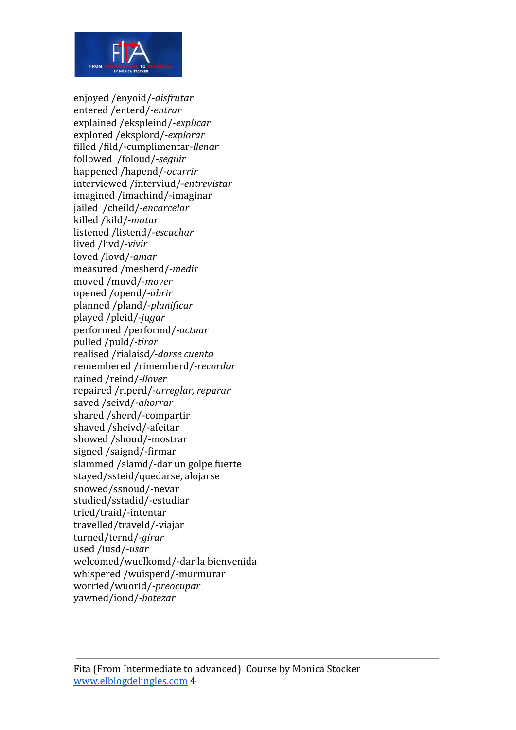enjoyed /enyoid/-*disfrutar*
entered /enterd/-*entrar*
explained /ekspleind/-*explicar*
explored /eksplord/-*explorar*
filled /fild/-cumplimentar-*llenar*
followed /foloud/-*seguir*
happened /hapend/-*ocurrir*
interviewed /interviud/-*entrevistar*
imagined /imachind/-imaginar
jailed /cheild/-*encarcelar*
killed /kild/-*matar*
listened /listend/-*escuchar*
lived /livd/-*vivir*
loved /lovd/-*amar*
measured /mesherd/-*medir*
moved /muvd/-*mover*
opened /opend/-*abrir*
planned /pland/-*planificar*
played /pleid/-*jugar*
performed /performd/-*actuar*
pulled /puld/-*tirar*
realised /rialaisd/-*darse cuenta*
remembered /rimemberd/-*recordar*
rained /reind/-*llover*
repaired /riperd/-*arreglar, reparar*
saved /seivd/-*ahorrar*
shared /sherd/-compartir
shaved /sheivd/-afeitar
showed /shoud/-mostrar
signed /saignd/-firmar
slammed /slamd/-dar un golpe fuerte
stayed/ssteid/quedarse, alojarse
snowed/ssnoud/-nevar
studied/sstadid/-estudiar
tried/traid/-intentar
travelled/traveld/-viajar
turned/ternd/-*girar*
used /iusd/-*usar*
welcomed/wuelkomd/-dar la bienvenida
whispered /wuisperd/-murmurar
worried/wuorid/-*preocupar*
yawned/iond/-*botezar*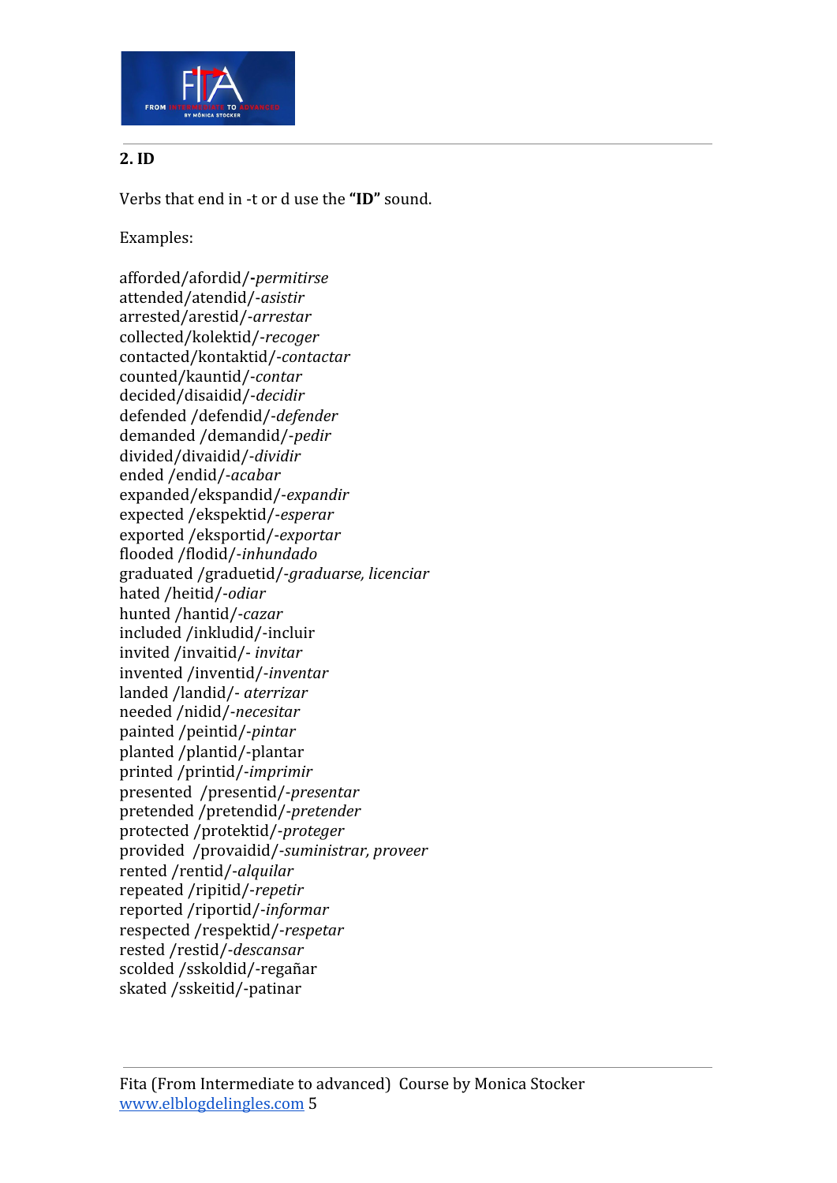## 2. ID

Verbs that end in -t or d use the **"ID"** sound.

Examples:

afforded/afordid/-*permitirse*
attended/atendid/-*asistir*
arrested/arestid/-*arrestar*
collected/kolektid/-*recoger*
contacted/kontaktid/-*contactar*
counted/kauntid/-*contar*
decided/disaidid/-*decidir*
defended /defendid/-*defender*
demanded /demandid/-*pedir*
divided/divaidid/-*dividir*
ended /endid/-*acabar*
expanded/ekspandid/-*expandir*
expected /ekspektid/-*esperar*
exported /eksportid/-*exportar*
flooded /flodid/-*inhundado*
graduated /graduetid/-*graduarse, licenciar*
hated /heitid/-*odiar*
hunted /hantid/-*cazar*
included /inkludid/-incluir
invited /invaitid/- *invitar*
invented /inventid/-*inventar*
landed /landid/- *aterrizar*
needed /nidid/-*necesitar*
painted /peintid/-*pintar*
planted /plantid/-plantar
printed /printid/-*imprimir*
presented /presentid/-*presentar*
pretended /pretendid/-*pretender*
protected /protektid/-*proteger*
provided /provaidid/-*suministrar, proveer*
rented /rentid/-*alquilar*
repeated /ripitid/-*repetir*
reported /riportid/-*informar*
respected /respektid/-*respetar*
rested /restid/-*descansar*
scolded /sskoldid/-regañar
skated /sskeitid/-patinar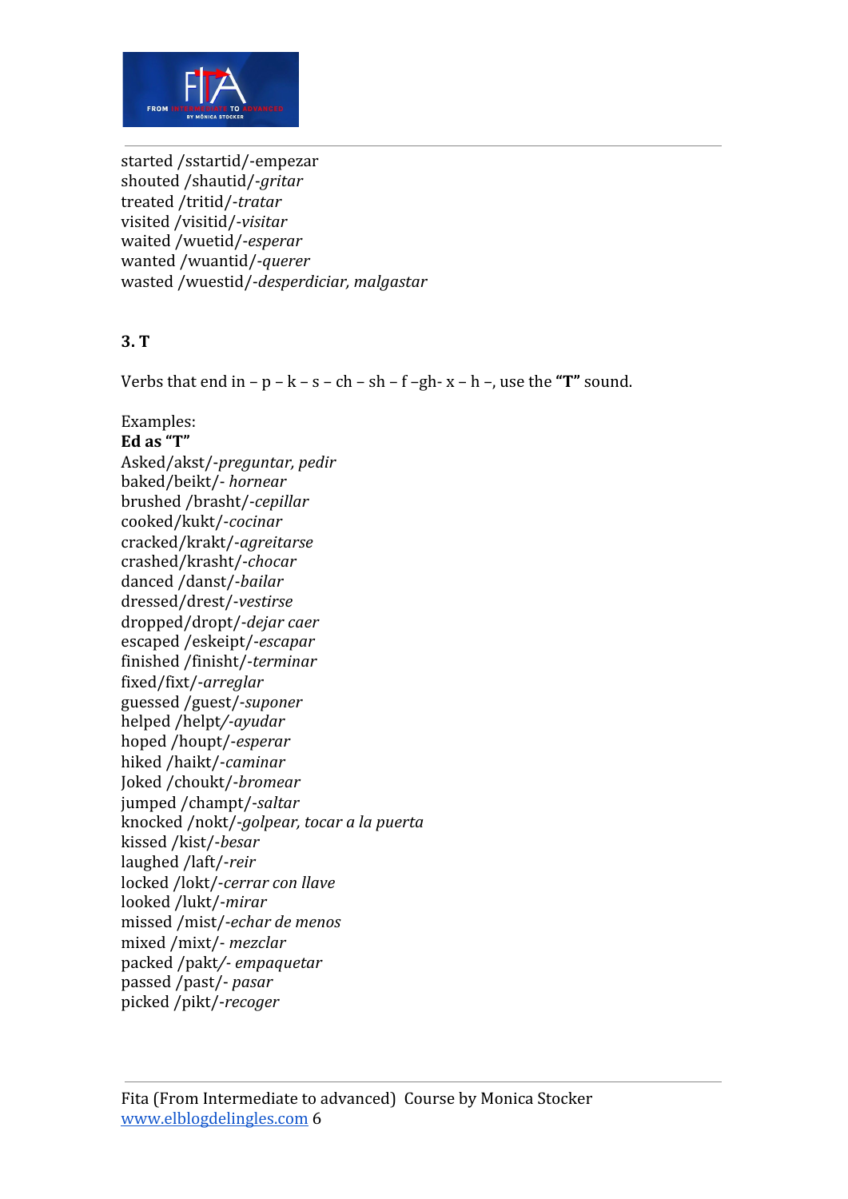started /sstartid/-empezar
shouted /shautid/-*gritar*
treated /tritid/-*tratar*
visited /visitid/-*visitar*
waited /wuetid/-*esperar*
wanted /wuantid/-*querer*
wasted /wuestid/-*desperdiciar, malgastar*

**3. T**

Verbs that end in – p – k – s – ch – sh – f –gh- x – h –, use the **"T"** sound.

Examples:
**Ed as "T"**
Asked/akst/-*preguntar, pedir*
baked/beikt/- *hornear*
brushed /brasht/-*cepillar*
cooked/kukt/-*cocinar*
cracked/krakt/-*agreitarse*
crashed/krasht/-*chocar*
danced /danst/-*bailar*
dressed/drest/-*vestirse*
dropped/dropt/-*dejar caer*
escaped /eskeipt/-*escapar*
finished /finisht/-*terminar*
fixed/fixt/-*arreglar*
guessed /guest/-*suponer*
helped /helpt/-*ayudar*
hoped /houpt/-*esperar*
hiked /haikt/-*caminar*
Joked /choukt/-*bromear*
jumped /champt/-*saltar*
knocked /nokt/-*golpear, tocar a la puerta*
kissed /kist/-*besar*
laughed /laft/-*reir*
locked /lokt/-*cerrar con llave*
looked /lukt/-*mirar*
missed /mist/-*echar de menos*
mixed /mixt/- *mezclar*
packed /pakt/- *empaquetar*
passed /past/- *pasar*
picked /pikt/-*recoger*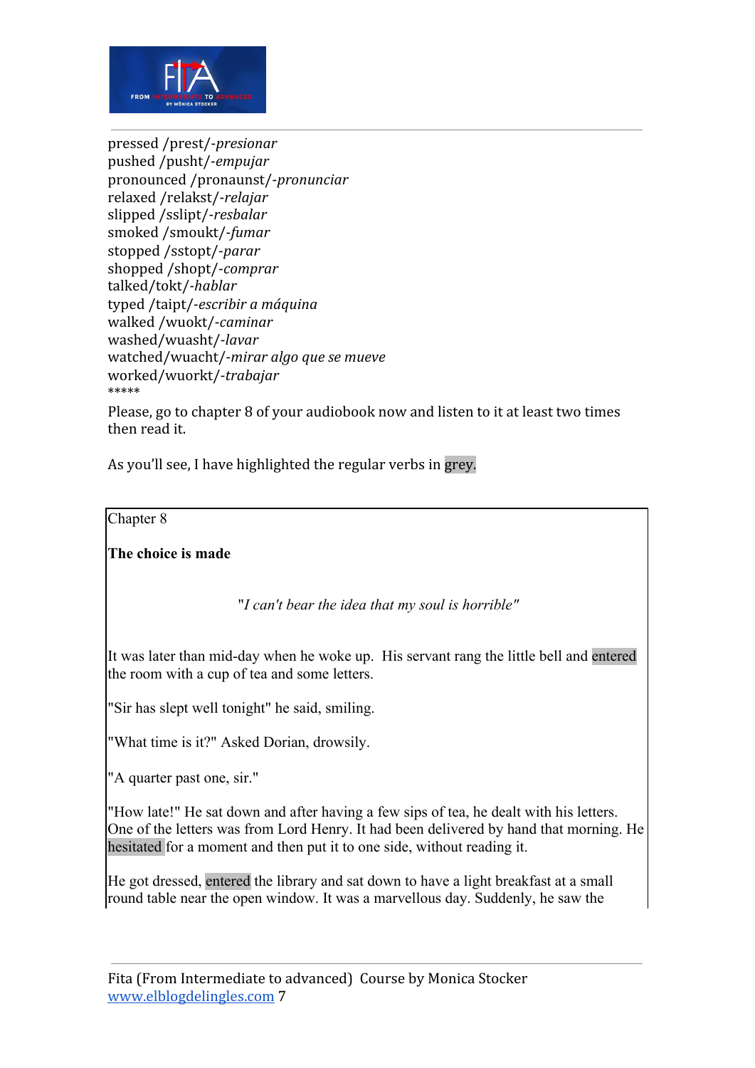pressed /prest/-*presionar*
pushed /pusht/-*empujar*
pronounced /pronaunst/-*pronunciar*
relaxed /relakst/-*relajar*
slipped /sslipt/-*resbalar*
smoked /smoukt/-*fumar*
stopped /sstopt/-*parar*
shopped /shopt/-*comprar*
talked/tokt/-*hablar*
typed /taipt/-*escribir a máquina*
walked /wuokt/-*caminar*
washed/wuasht/-*lavar*
watched/wuacht/-*mirar algo que se mueve*
worked/wuorkt/-*trabajar*
*****

Please, go to chapter 8 of your audiobook now and listen to it at least two times then read it.

As you'll see, I have highlighted the regular verbs in grey.

Chapter 8

**The choice is made**

*"I can't bear the idea that my soul is horrible"*

It was later than mid-day when he woke up. His servant rang the little bell and entered the room with a cup of tea and some letters.

"Sir has slept well tonight" he said, smiling.

"What time is it?" Asked Dorian, drowsily.

"A quarter past one, sir."

"How late!" He sat down and after having a few sips of tea, he dealt with his letters. One of the letters was from Lord Henry. It had been delivered by hand that morning. He hesitated for a moment and then put it to one side, without reading it.

He got dressed, entered the library and sat down to have a light breakfast at a small round table near the open window. It was a marvellous day. Suddenly, he saw the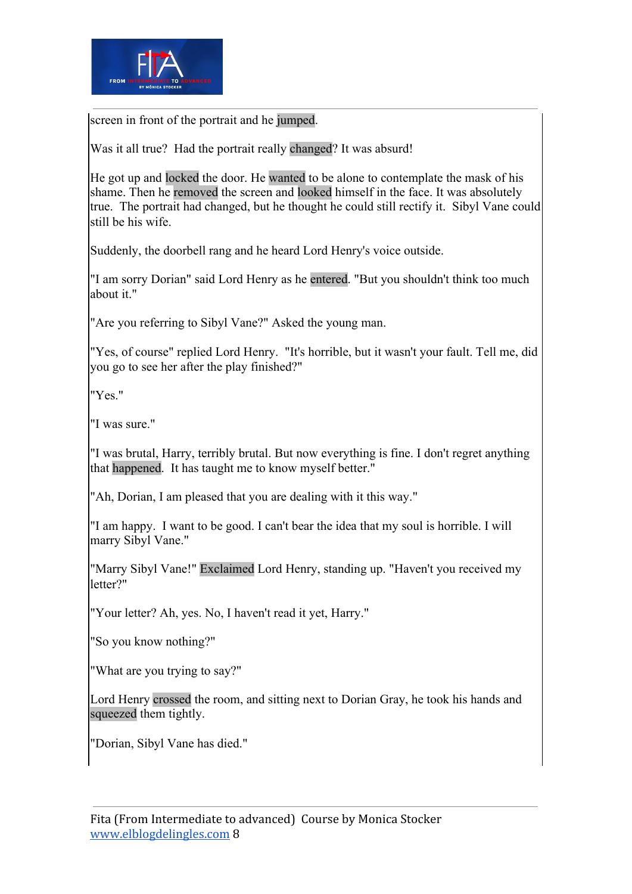screen in front of the portrait and he jumped.

Was it all true? Had the portrait really changed? It was absurd!

He got up and locked the door. He wanted to be alone to contemplate the mask of his shame. Then he removed the screen and looked himself in the face. It was absolutely true. The portrait had changed, but he thought he could still rectify it. Sibyl Vane could still be his wife.

Suddenly, the doorbell rang and he heard Lord Henry's voice outside.

"I am sorry Dorian" said Lord Henry as he entered. "But you shouldn't think too much about it."

"Are you referring to Sibyl Vane?" Asked the young man.

"Yes, of course" replied Lord Henry. "It's horrible, but it wasn't your fault. Tell me, did you go to see her after the play finished?"

"Yes."

"I was sure."

"I was brutal, Harry, terribly brutal. But now everything is fine. I don't regret anything that happened. It has taught me to know myself better."

"Ah, Dorian, I am pleased that you are dealing with it this way."

"I am happy. I want to be good. I can't bear the idea that my soul is horrible. I will marry Sibyl Vane."

"Marry Sibyl Vane!" Exclaimed Lord Henry, standing up. "Haven't you received my letter?"

"Your letter? Ah, yes. No, I haven't read it yet, Harry."

"So you know nothing?"

"What are you trying to say?"

Lord Henry crossed the room, and sitting next to Dorian Gray, he took his hands and squeezed them tightly.

"Dorian, Sibyl Vane has died."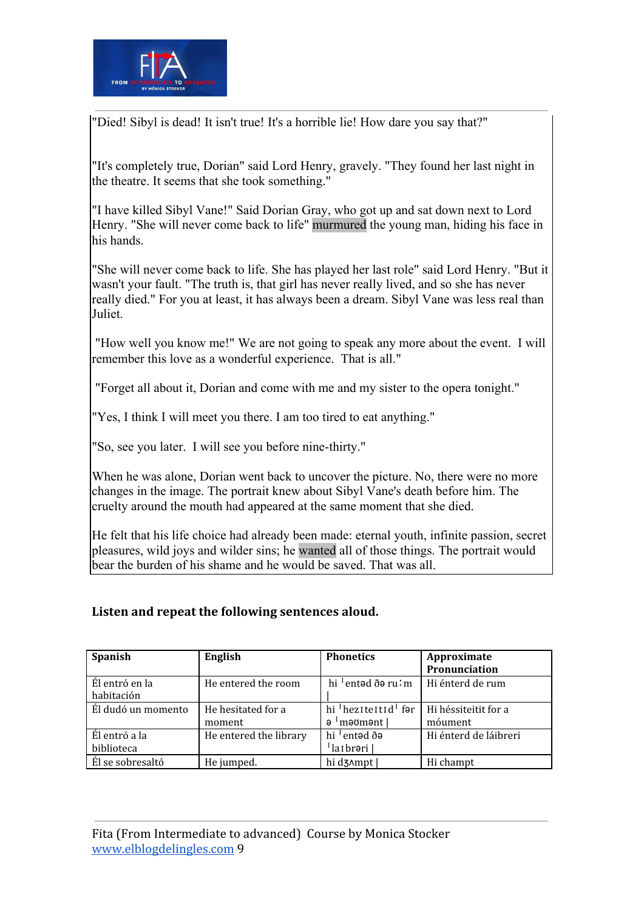"Died! Sibyl is dead! It isn't true! It's a horrible lie! How dare you say that?"

"It's completely true, Dorian" said Lord Henry, gravely. "They found her last night in the theatre. It seems that she took something."

"I have killed Sibyl Vane!" Said Dorian Gray, who got up and sat down next to Lord Henry. "She will never come back to life" murmured the young man, hiding his face in his hands.

"She will never come back to life. She has played her last role" said Lord Henry. "But it wasn't your fault. "The truth is, that girl has never really lived, and so she has never really died." For you at least, it has always been a dream. Sibyl Vane was less real than Juliet.

"How well you know me!" We are not going to speak any more about the event. I will remember this love as a wonderful experience. That is all."

"Forget all about it, Dorian and come with me and my sister to the opera tonight."

"Yes, I think I will meet you there. I am too tired to eat anything."

"So, see you later. I will see you before nine-thirty."

When he was alone, Dorian went back to uncover the picture. No, there were no more changes in the image. The portrait knew about Sibyl Vane's death before him. The cruelty around the mouth had appeared at the same moment that she died.

He felt that his life choice had already been made: eternal youth, infinite passion, secret pleasures, wild joys and wilder sins; he wanted all of those things. The portrait would bear the burden of his shame and he would be saved. That was all.

**Listen and repeat the following sentences aloud.**

| Spanish | English | Phonetics | Approximate Pronunciation |
|---|---|---|---|
| Él entró en la habitación | He entered the room | hi ˈentəd ðə ruːm \| | Hi énterd de rum |
| Él dudó un momento | He hesitated for a moment | hi ˈhezɪteɪtɪdˈ fər ə ˈməʊmənt \| | Hi héssiteitit for a móument |
| Él entró a la biblioteca | He entered the library | hi ˈentəd ðə ˈlaɪbrəri \| | Hi énterd de láibreri |
| Él se sobresaltó | He jumped. | hi dʒʌmpt \| | Hi champt |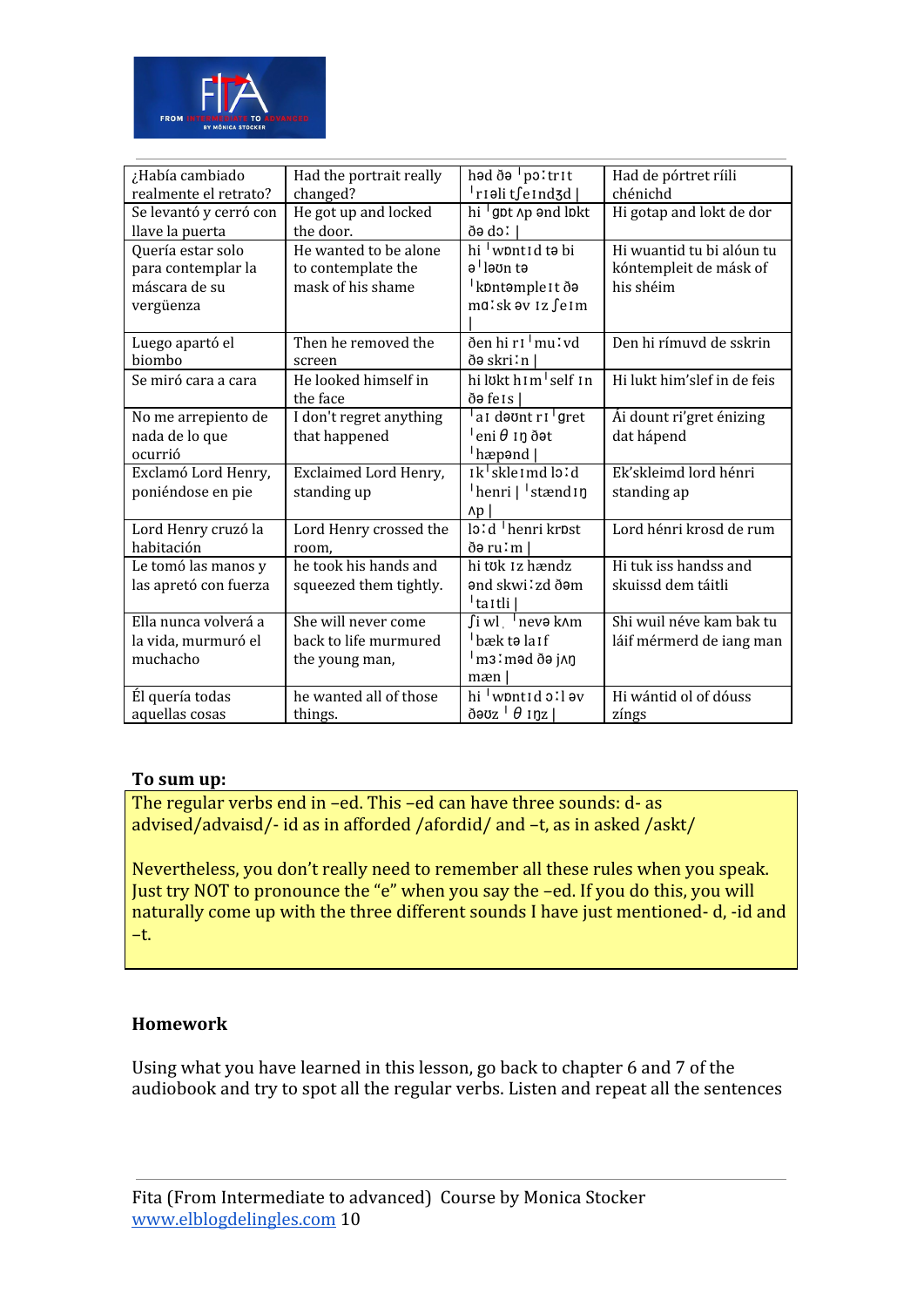| ¿Había cambiado realmente el retrato? | Had the portrait really changed? | həd ðə ˈpɔːtrɪt ˈrɪəli tʃeɪndʒd \| | Had de pórtret ríili chénichd |
|---|---|---|---|
| Se levantó y cerró con llave la puerta | He got up and locked the door. | hi ˈgɒt ʌp ənd lɒkt ðə dɔː \| | Hi gotap and lokt de dor |
| Quería estar solo para contemplar la máscara de su vergüenza | He wanted to be alone to contemplate the mask of his shame | hi ˈwɒntɪd tə bi əˈləʊn tə ˈkɒntəmpleɪt ðə mɑːsk əv ɪz ʃeɪm \| | Hi wuantid tu bi alóun tu kóntempleit de másk of his shéim |
| Luego apartó el biombo | Then he removed the screen | ðen hi rɪˈmuːvd ðə skriːn \| | Den hi rímuvd de sskrin |
| Se miró cara a cara | He looked himself in the face | hi lʊkt hɪmˈself ɪn ðə feɪs \| | Hi lukt him'slef in de feis |
| No me arrepiento de nada de lo que ocurrió | I don't regret anything that happened | ˈaɪ dəʊnt rɪˈgret ˈeniθ ɪŋ ðət ˈhæpənd \| | Ái dount ri'gret énizing dat hápend |
| Exclamó Lord Henry, poniéndose en pie | Exclaimed Lord Henry, standing up | ɪkˈskleɪmd lɔːd ˈhenri \| ˈstændɪŋ ʌp \| | Ek'skleimd lord hénri standing ap |
| Lord Henry cruzó la habitación | Lord Henry crossed the room, | lɔːd ˈhenri krɒst ðə ruːm \| | Lord hénri krosd de rum |
| Le tomó las manos y las apretó con fuerza | he took his hands and squeezed them tightly. | hi tʊk ɪz hændz ənd skwiːzd ðəm ˈtaɪtli \| | Hi tuk iss handss and skuissd dem táitli |
| Ella nunca volverá a la vida, murmuró el muchacho | She will never come back to life murmured the young man, | ʃi wl ˌ ˈnevə kʌm ˈbæk tə laɪf ˈmɜːməd ðə jʌŋ mæn \| | Shi wuil néve kam bak tu láif mérmerd de iang man |
| Él quería todas aquellas cosas | he wanted all of those things. | hi ˈwɒntɪd ɔːl əv ðəʊz ˈθ ɪŋz \| | Hi wántid ol of dóuss zíngs |

**To sum up:**

The regular verbs end in –ed. This –ed can have three sounds: d- as advised/advaisd/- id as in afforded /afordid/ and –t, as in asked /askt/

Nevertheless, you don't really need to remember all these rules when you speak. Just try NOT to pronounce the "e" when you say the –ed. If you do this, you will naturally come up with the three different sounds I have just mentioned- d, -id and –t.

**Homework**

Using what you have learned in this lesson, go back to chapter 6 and 7 of the audiobook and try to spot all the regular verbs. Listen and repeat all the sentences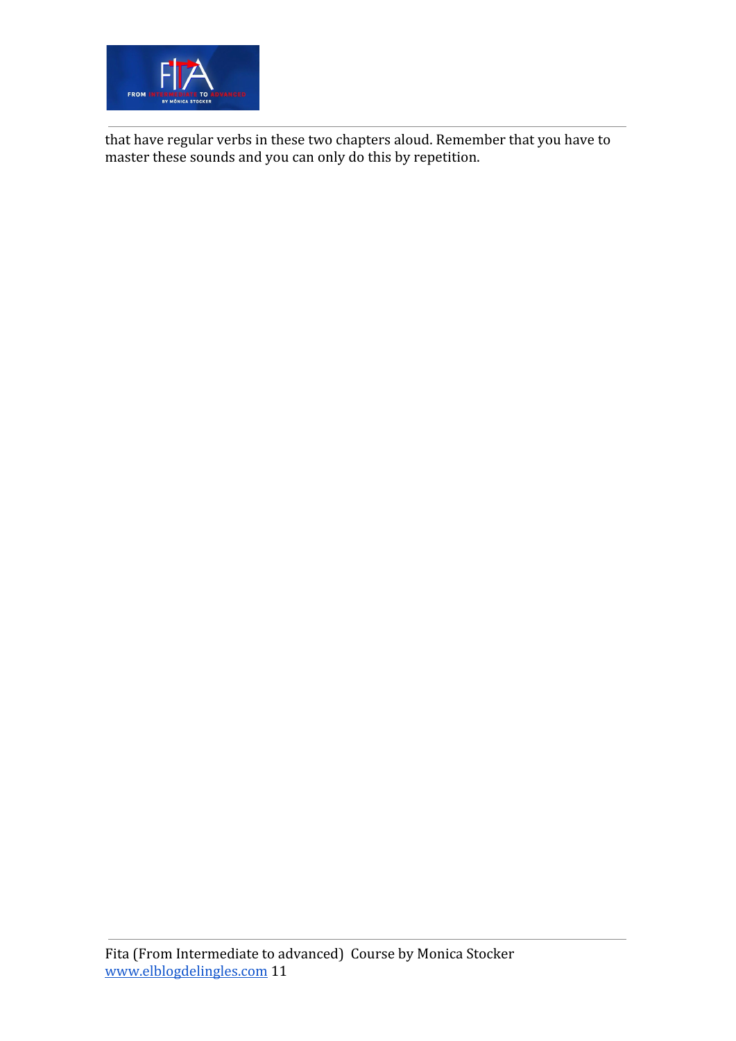that have regular verbs in these two chapters aloud. Remember that you have to master these sounds and you can only do this by repetition.